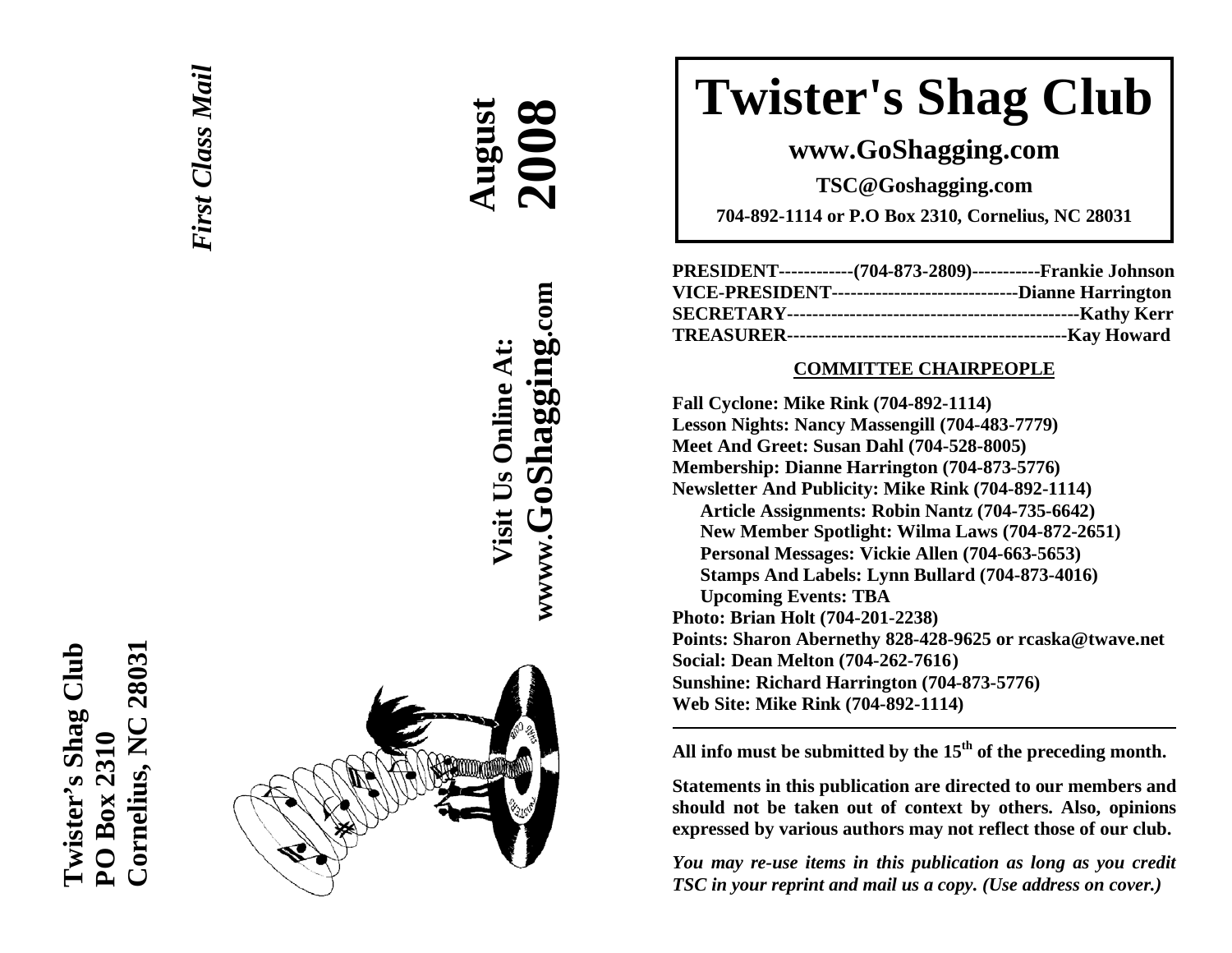Twister's Shag Club
PO Box 2310
Cornelius, NC 28031

*First Class Mail*

**August 2008**

**Visit Us Online At:**
**wwww.GoShagging.com**

# Twister's Shag Club

**www.GoShagging.com**

**TSC@Goshagging.com**

**704-892-1114 or P.O Box 2310, Cornelius, NC 28031**

**PRESIDENT------------(704-873-2809)-----------Frankie Johnson**
**VICE-PRESIDENT-----------------------------Dianne Harrington**
**SECRETARY-----------------------------------------------Kathy Kerr**
**TREASURER---------------------------------------------Kay Howard**

**COMMITTEE CHAIRPEOPLE**

**Fall Cyclone: Mike Rink (704-892-1114)**
**Lesson Nights: Nancy Massengill (704-483-7779)**
**Meet And Greet: Susan Dahl (704-528-8005)**
**Membership: Dianne Harrington (704-873-5776)**
**Newsletter And Publicity: Mike Rink (704-892-1114)**
- **Article Assignments: Robin Nantz (704-735-6642)**
- **New Member Spotlight: Wilma Laws (704-872-2651)**
- **Personal Messages: Vickie Allen (704-663-5653)**
- **Stamps And Labels: Lynn Bullard (704-873-4016)**
- **Upcoming Events: TBA**

**Photo: Brian Holt (704-201-2238)**
**Points: Sharon Abernethy 828-428-9625 or rcaska@twave.net**
**Social: Dean Melton (704-262-7616)**
**Sunshine: Richard Harrington (704-873-5776)**
**Web Site: Mike Rink (704-892-1114)**

---

**All info must be submitted by the 15th of the preceding month.**

**Statements in this publication are directed to our members and should not be taken out of context by others. Also, opinions expressed by various authors may not reflect those of our club.**

***You may re-use items in this publication as long as you credit TSC in your reprint and mail us a copy. (Use address on cover.)***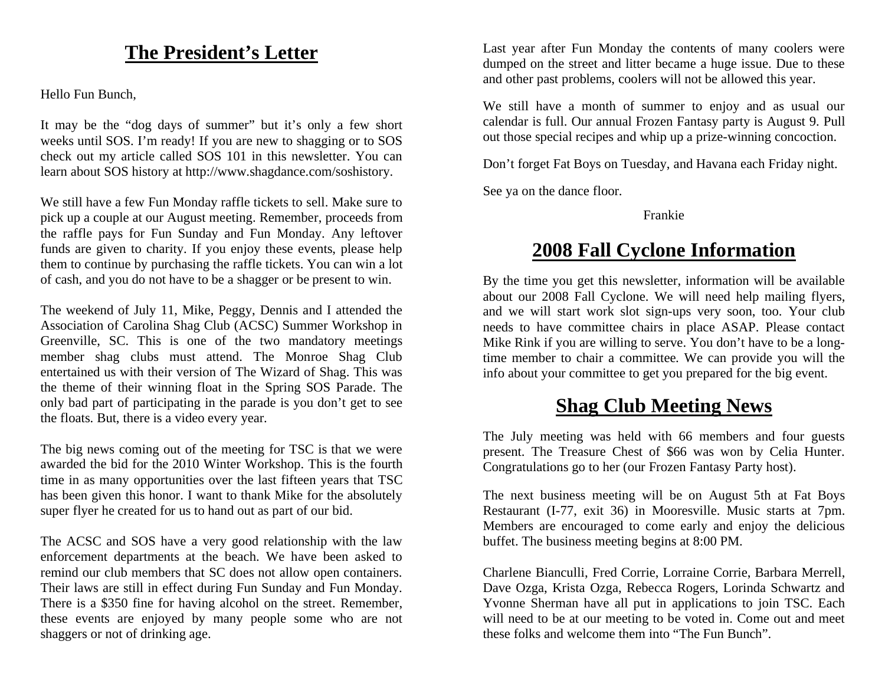# The President's Letter

Hello Fun Bunch,

It may be the "dog days of summer" but it's only a few short weeks until SOS. I'm ready! If you are new to shagging or to SOS check out my article called SOS 101 in this newsletter. You can learn about SOS history at http://www.shagdance.com/soshistory.

We still have a few Fun Monday raffle tickets to sell. Make sure to pick up a couple at our August meeting. Remember, proceeds from the raffle pays for Fun Sunday and Fun Monday. Any leftover funds are given to charity. If you enjoy these events, please help them to continue by purchasing the raffle tickets. You can win a lot of cash, and you do not have to be a shagger or be present to win.

The weekend of July 11, Mike, Peggy, Dennis and I attended the Association of Carolina Shag Club (ACSC) Summer Workshop in Greenville, SC. This is one of the two mandatory meetings member shag clubs must attend. The Monroe Shag Club entertained us with their version of The Wizard of Shag. This was the theme of their winning float in the Spring SOS Parade. The only bad part of participating in the parade is you don't get to see the floats. But, there is a video every year.

The big news coming out of the meeting for TSC is that we were awarded the bid for the 2010 Winter Workshop. This is the fourth time in as many opportunities over the last fifteen years that TSC has been given this honor. I want to thank Mike for the absolutely super flyer he created for us to hand out as part of our bid.

The ACSC and SOS have a very good relationship with the law enforcement departments at the beach. We have been asked to remind our club members that SC does not allow open containers. Their laws are still in effect during Fun Sunday and Fun Monday. There is a $350 fine for having alcohol on the street. Remember, these events are enjoyed by many people some who are not shaggers or not of drinking age.

Last year after Fun Monday the contents of many coolers were dumped on the street and litter became a huge issue. Due to these and other past problems, coolers will not be allowed this year.

We still have a month of summer to enjoy and as usual our calendar is full. Our annual Frozen Fantasy party is August 9. Pull out those special recipes and whip up a prize-winning concoction.

Don't forget Fat Boys on Tuesday, and Havana each Friday night.

See ya on the dance floor.

Frankie

# 2008 Fall Cyclone Information

By the time you get this newsletter, information will be available about our 2008 Fall Cyclone. We will need help mailing flyers, and we will start work slot sign-ups very soon, too. Your club needs to have committee chairs in place ASAP. Please contact Mike Rink if you are willing to serve. You don't have to be a long-time member to chair a committee. We can provide you will the info about your committee to get you prepared for the big event.

# Shag Club Meeting News

The July meeting was held with 66 members and four guests present. The Treasure Chest of $66 was won by Celia Hunter. Congratulations go to her (our Frozen Fantasy Party host).

The next business meeting will be on August 5th at Fat Boys Restaurant (I-77, exit 36) in Mooresville. Music starts at 7pm. Members are encouraged to come early and enjoy the delicious buffet. The business meeting begins at 8:00 PM.

Charlene Bianculli, Fred Corrie, Lorraine Corrie, Barbara Merrell, Dave Ozga, Krista Ozga, Rebecca Rogers, Lorinda Schwartz and Yvonne Sherman have all put in applications to join TSC. Each will need to be at our meeting to be voted in. Come out and meet these folks and welcome them into "The Fun Bunch".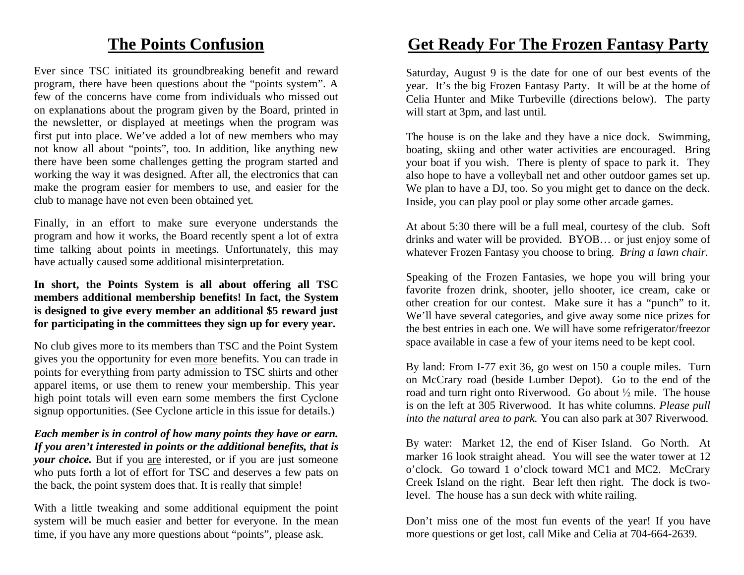## The Points Confusion

Ever since TSC initiated its groundbreaking benefit and reward program, there have been questions about the "points system". A few of the concerns have come from individuals who missed out on explanations about the program given by the Board, printed in the newsletter, or displayed at meetings when the program was first put into place. We've added a lot of new members who may not know all about "points", too. In addition, like anything new there have been some challenges getting the program started and working the way it was designed. After all, the electronics that can make the program easier for members to use, and easier for the club to manage have not even been obtained yet.

Finally, in an effort to make sure everyone understands the program and how it works, the Board recently spent a lot of extra time talking about points in meetings. Unfortunately, this may have actually caused some additional misinterpretation.

**In short, the Points System is all about offering all TSC members additional membership benefits! In fact, the System is designed to give every member an additional $5 reward just for participating in the committees they sign up for every year.**

No club gives more to its members than TSC and the Point System gives you the opportunity for even <u>more</u> benefits. You can trade in points for everything from party admission to TSC shirts and other apparel items, or use them to renew your membership. This year high point totals will even earn some members the first Cyclone signup opportunities. (See Cyclone article in this issue for details.)

***Each member is in control of how many points they have or earn. If you aren't interested in points or the additional benefits, that is your choice.*** But if you <u>are</u> interested, or if you are just someone who puts forth a lot of effort for TSC and deserves a few pats on the back, the point system does that. It is really that simple!

With a little tweaking and some additional equipment the point system will be much easier and better for everyone. In the mean time, if you have any more questions about "points", please ask.

## Get Ready For The Frozen Fantasy Party

Saturday, August 9 is the date for one of our best events of the year. It's the big Frozen Fantasy Party. It will be at the home of Celia Hunter and Mike Turbeville (directions below). The party will start at 3pm, and last until.

The house is on the lake and they have a nice dock. Swimming, boating, skiing and other water activities are encouraged. Bring your boat if you wish. There is plenty of space to park it. They also hope to have a volleyball net and other outdoor games set up. We plan to have a DJ, too. So you might get to dance on the deck. Inside, you can play pool or play some other arcade games.

At about 5:30 there will be a full meal, courtesy of the club. Soft drinks and water will be provided. BYOB… or just enjoy some of whatever Frozen Fantasy you choose to bring. *Bring a lawn chair.*

Speaking of the Frozen Fantasies, we hope you will bring your favorite frozen drink, shooter, jello shooter, ice cream, cake or other creation for our contest. Make sure it has a "punch" to it. We'll have several categories, and give away some nice prizes for the best entries in each one. We will have some refrigerator/freezor space available in case a few of your items need to be kept cool.

By land: From I-77 exit 36, go west on 150 a couple miles. Turn on McCrary road (beside Lumber Depot). Go to the end of the road and turn right onto Riverwood. Go about ½ mile. The house is on the left at 305 Riverwood. It has white columns. *Please pull into the natural area to park.* You can also park at 307 Riverwood.

By water: Market 12, the end of Kiser Island. Go North. At marker 16 look straight ahead. You will see the water tower at 12 o'clock. Go toward 1 o'clock toward MC1 and MC2. McCrary Creek Island on the right. Bear left then right. The dock is two-level. The house has a sun deck with white railing.

Don't miss one of the most fun events of the year! If you have more questions or get lost, call Mike and Celia at 704-664-2639.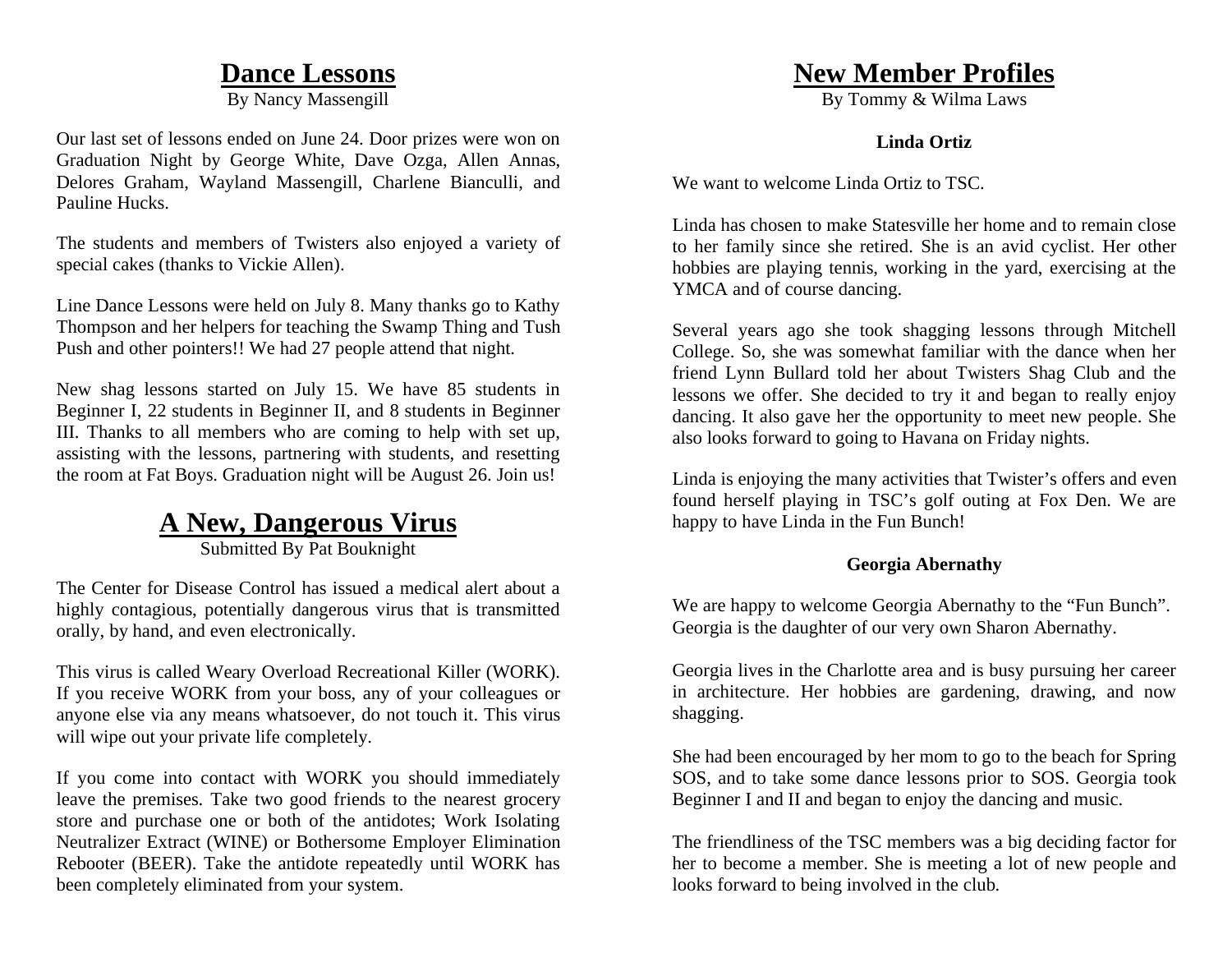## Dance Lessons

By Nancy Massengill

Our last set of lessons ended on June 24. Door prizes were won on Graduation Night by George White, Dave Ozga, Allen Annas, Delores Graham, Wayland Massengill, Charlene Bianculli, and Pauline Hucks.

The students and members of Twisters also enjoyed a variety of special cakes (thanks to Vickie Allen).

Line Dance Lessons were held on July 8. Many thanks go to Kathy Thompson and her helpers for teaching the Swamp Thing and Tush Push and other pointers!! We had 27 people attend that night.

New shag lessons started on July 15. We have 85 students in Beginner I, 22 students in Beginner II, and 8 students in Beginner III. Thanks to all members who are coming to help with set up, assisting with the lessons, partnering with students, and resetting the room at Fat Boys. Graduation night will be August 26. Join us!

## A New, Dangerous Virus

Submitted By Pat Bouknight

The Center for Disease Control has issued a medical alert about a highly contagious, potentially dangerous virus that is transmitted orally, by hand, and even electronically.

This virus is called Weary Overload Recreational Killer (WORK). If you receive WORK from your boss, any of your colleagues or anyone else via any means whatsoever, do not touch it. This virus will wipe out your private life completely.

If you come into contact with WORK you should immediately leave the premises. Take two good friends to the nearest grocery store and purchase one or both of the antidotes; Work Isolating Neutralizer Extract (WINE) or Bothersome Employer Elimination Rebooter (BEER). Take the antidote repeatedly until WORK has been completely eliminated from your system.

## New Member Profiles

By Tommy & Wilma Laws

**Linda Ortiz**

We want to welcome Linda Ortiz to TSC.

Linda has chosen to make Statesville her home and to remain close to her family since she retired. She is an avid cyclist. Her other hobbies are playing tennis, working in the yard, exercising at the YMCA and of course dancing.

Several years ago she took shagging lessons through Mitchell College. So, she was somewhat familiar with the dance when her friend Lynn Bullard told her about Twisters Shag Club and the lessons we offer. She decided to try it and began to really enjoy dancing. It also gave her the opportunity to meet new people. She also looks forward to going to Havana on Friday nights.

Linda is enjoying the many activities that Twister's offers and even found herself playing in TSC's golf outing at Fox Den. We are happy to have Linda in the Fun Bunch!

**Georgia Abernathy**

We are happy to welcome Georgia Abernathy to the "Fun Bunch". Georgia is the daughter of our very own Sharon Abernathy.

Georgia lives in the Charlotte area and is busy pursuing her career in architecture. Her hobbies are gardening, drawing, and now shagging.

She had been encouraged by her mom to go to the beach for Spring SOS, and to take some dance lessons prior to SOS. Georgia took Beginner I and II and began to enjoy the dancing and music.

The friendliness of the TSC members was a big deciding factor for her to become a member. She is meeting a lot of new people and looks forward to being involved in the club.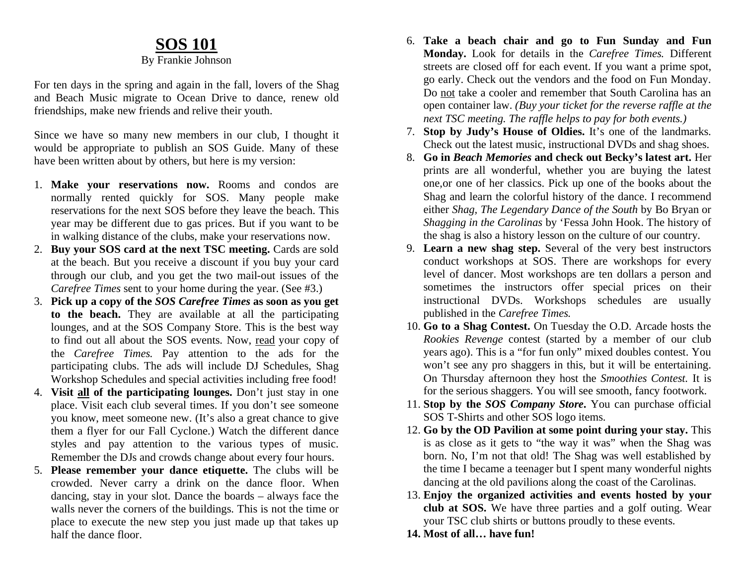# SOS 101

By Frankie Johnson

For ten days in the spring and again in the fall, lovers of the Shag and Beach Music migrate to Ocean Drive to dance, renew old friendships, make new friends and relive their youth.

Since we have so many new members in our club, I thought it would be appropriate to publish an SOS Guide. Many of these have been written about by others, but here is my version:

1. **Make your reservations now.** Rooms and condos are normally rented quickly for SOS. Many people make reservations for the next SOS before they leave the beach. This year may be different due to gas prices. But if you want to be in walking distance of the clubs, make your reservations now.
2. **Buy your SOS card at the next TSC meeting.** Cards are sold at the beach. But you receive a discount if you buy your card through our club, and you get the two mail-out issues of the *Carefree Times* sent to your home during the year. (See #3.)
3. **Pick up a copy of the *SOS Carefree Times* as soon as you get to the beach.** They are available at all the participating lounges, and at the SOS Company Store. This is the best way to find out all about the SOS events. Now, <u>read</u> your copy of the *Carefree Times.* Pay attention to the ads for the participating clubs. The ads will include DJ Schedules, Shag Workshop Schedules and special activities including free food!
4. **Visit <u>all</u> of the participating lounges.** Don't just stay in one place. Visit each club several times. If you don't see someone you know, meet someone new. (It's also a great chance to give them a flyer for our Fall Cyclone.) Watch the different dance styles and pay attention to the various types of music. Remember the DJs and crowds change about every four hours.
5. **Please remember your dance etiquette.** The clubs will be crowded. Never carry a drink on the dance floor. When dancing, stay in your slot. Dance the boards – always face the walls never the corners of the buildings. This is not the time or place to execute the new step you just made up that takes up half the dance floor.
6. **Take a beach chair and go to Fun Sunday and Fun Monday.** Look for details in the *Carefree Times.* Different streets are closed off for each event. If you want a prime spot, go early. Check out the vendors and the food on Fun Monday. Do <u>not</u> take a cooler and remember that South Carolina has an open container law. *(Buy your ticket for the reverse raffle at the next TSC meeting. The raffle helps to pay for both events.)*
7. **Stop by Judy's House of Oldies.** It's one of the landmarks. Check out the latest music, instructional DVDs and shag shoes.
8. **Go in *Beach Memories* and check out Becky's latest art.** Her prints are all wonderful, whether you are buying the latest one,or one of her classics. Pick up one of the books about the Shag and learn the colorful history of the dance. I recommend either *Shag, The Legendary Dance of the South* by Bo Bryan or *Shagging in the Carolinas* by 'Fessa John Hook. The history of the shag is also a history lesson on the culture of our country.
9. **Learn a new shag step.** Several of the very best instructors conduct workshops at SOS. There are workshops for every level of dancer. Most workshops are ten dollars a person and sometimes the instructors offer special prices on their instructional DVDs. Workshops schedules are usually published in the *Carefree Times.*
10. **Go to a Shag Contest.** On Tuesday the O.D. Arcade hosts the *Rookies Revenge* contest (started by a member of our club years ago). This is a "for fun only" mixed doubles contest. You won't see any pro shaggers in this, but it will be entertaining. On Thursday afternoon they host the *Smoothies Contest.* It is for the serious shaggers. You will see smooth, fancy footwork.
11. **Stop by the *SOS Company Store*.** You can purchase official SOS T-Shirts and other SOS logo items.
12. **Go by the OD Pavilion at some point during your stay.** This is as close as it gets to "the way it was" when the Shag was born. No, I'm not that old! The Shag was well established by the time I became a teenager but I spent many wonderful nights dancing at the old pavilions along the coast of the Carolinas.
13. **Enjoy the organized activities and events hosted by your club at SOS.** We have three parties and a golf outing. Wear your TSC club shirts or buttons proudly to these events.
14. **Most of all… have fun!**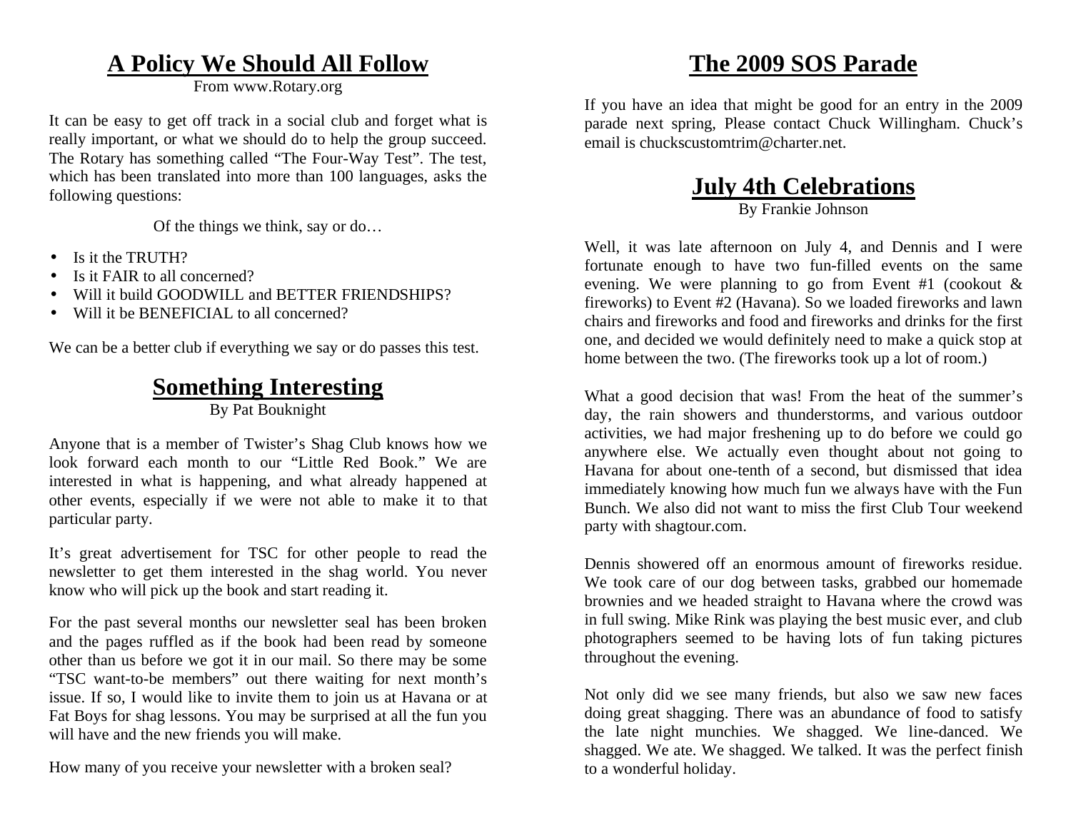## A Policy We Should All Follow

From www.Rotary.org

It can be easy to get off track in a social club and forget what is really important, or what we should do to help the group succeed. The Rotary has something called "The Four-Way Test". The test, which has been translated into more than 100 languages, asks the following questions:

Of the things we think, say or do…

- Is it the TRUTH?
- Is it FAIR to all concerned?
- Will it build GOODWILL and BETTER FRIENDSHIPS?
- Will it be BENEFICIAL to all concerned?

We can be a better club if everything we say or do passes this test.

## Something Interesting

By Pat Bouknight

Anyone that is a member of Twister's Shag Club knows how we look forward each month to our "Little Red Book." We are interested in what is happening, and what already happened at other events, especially if we were not able to make it to that particular party.

It's great advertisement for TSC for other people to read the newsletter to get them interested in the shag world. You never know who will pick up the book and start reading it.

For the past several months our newsletter seal has been broken and the pages ruffled as if the book had been read by someone other than us before we got it in our mail. So there may be some "TSC want-to-be members" out there waiting for next month's issue. If so, I would like to invite them to join us at Havana or at Fat Boys for shag lessons. You may be surprised at all the fun you will have and the new friends you will make.

How many of you receive your newsletter with a broken seal?

## The 2009 SOS Parade

If you have an idea that might be good for an entry in the 2009 parade next spring, Please contact Chuck Willingham. Chuck's email is chuckscustomtrim@charter.net.

## July 4th Celebrations

By Frankie Johnson

Well, it was late afternoon on July 4, and Dennis and I were fortunate enough to have two fun-filled events on the same evening. We were planning to go from Event #1 (cookout & fireworks) to Event #2 (Havana). So we loaded fireworks and lawn chairs and fireworks and food and fireworks and drinks for the first one, and decided we would definitely need to make a quick stop at home between the two. (The fireworks took up a lot of room.)

What a good decision that was! From the heat of the summer's day, the rain showers and thunderstorms, and various outdoor activities, we had major freshening up to do before we could go anywhere else. We actually even thought about not going to Havana for about one-tenth of a second, but dismissed that idea immediately knowing how much fun we always have with the Fun Bunch. We also did not want to miss the first Club Tour weekend party with shagtour.com.

Dennis showered off an enormous amount of fireworks residue. We took care of our dog between tasks, grabbed our homemade brownies and we headed straight to Havana where the crowd was in full swing. Mike Rink was playing the best music ever, and club photographers seemed to be having lots of fun taking pictures throughout the evening.

Not only did we see many friends, but also we saw new faces doing great shagging. There was an abundance of food to satisfy the late night munchies. We shagged. We line-danced. We shagged. We ate. We shagged. We talked. It was the perfect finish to a wonderful holiday.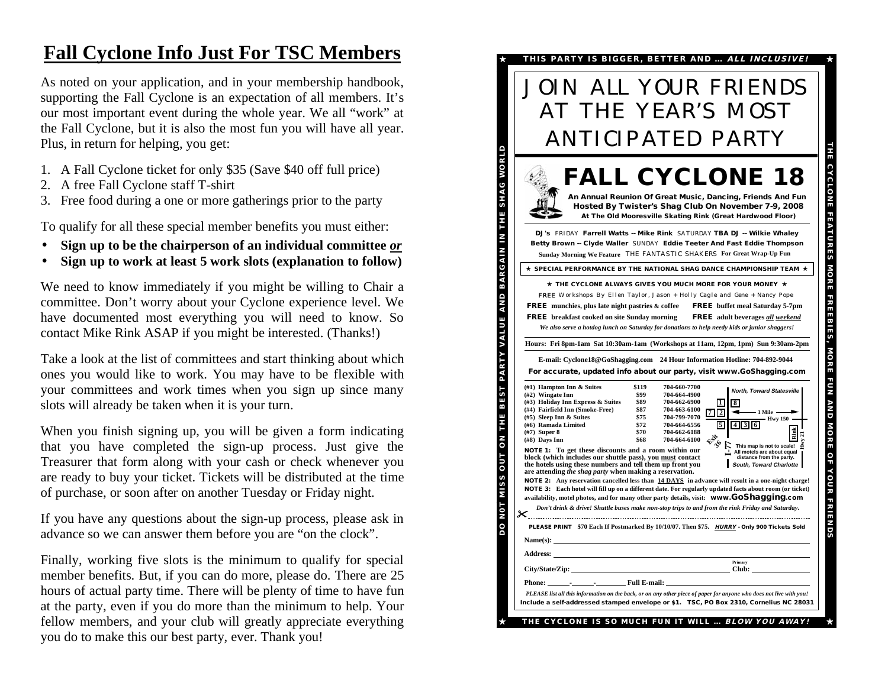# Fall Cyclone Info Just For TSC Members

As noted on your application, and in your membership handbook, supporting the Fall Cyclone is an expectation of all members. It's our most important event during the whole year. We all "work" at the Fall Cyclone, but it is also the most fun you will have all year. Plus, in return for helping, you get:

1. A Fall Cyclone ticket for only $35 (Save $40 off full price)
2. A free Fall Cyclone staff T-shirt
3. Free food during a one or more gatherings prior to the party

To qualify for all these special member benefits you must either:

- **Sign up to be the chairperson of an individual committee *or***
- **Sign up to work at least 5 work slots (explanation to follow)**

We need to know immediately if you might be willing to Chair a committee. Don't worry about your Cyclone experience level. We have documented most everything you will need to know. So contact Mike Rink ASAP if you might be interested. (Thanks!)

Take a look at the list of committees and start thinking about which ones you would like to work. You may have to be flexible with your committees and work times when you sign up since many slots will already be taken when it is your turn.

When you finish signing up, you will be given a form indicating that you have completed the sign-up process. Just give the Treasurer that form along with your cash or check whenever you are ready to buy your ticket. Tickets will be distributed at the time of purchase, or soon after on another Tuesday or Friday night.

If you have any questions about the sign-up process, please ask in advance so we can answer them before you are "on the clock".

Finally, working five slots is the minimum to qualify for special member benefits. But, if you can do more, please do. There are 25 hours of actual party time. There will be plenty of time to have fun at the party, even if you do more than the minimum to help. Your fellow members, and your club will greatly appreciate everything you do to make this our best party, ever. Thank you!

★ **THIS PARTY IS BIGGER, BETTER AND … *ALL INCLUSIVE!*** ★

DO NOT MISS OUT ON THE BEST PARTY VALUE AND BARGAIN IN THE SHAG WORLD

THE CYCLONE FEATURES MORE FREEBIES, MORE FUN AND MORE OF YOUR FRIENDS

# JOIN ALL YOUR FRIENDS AT THE YEAR'S MOST ANTICIPATED PARTY

# FALL CYCLONE 18

**An Annual Reunion Of Great Music, Dancing, Friends And Fun**
**Hosted By Twister's Shag Club On November 7-9, 2008**
**At The Old Mooresville Skating Rink (Great Hardwood Floor)**

**DJ's** FRIDAY **Farrell Watts -- Mike Rink** SATURDAY **TBA DJ -- Wilkie Whaley**
**Betty Brown -- Clyde Waller** SUNDAY **Eddie Teeter And Fast Eddie Thompson**
**Sunday Morning We Feature** THE FANTASTIC SHAKERS **For Great Wrap-Up Fun**

★ **SPECIAL PERFORMANCE BY THE NATIONAL SHAG DANCE CHAMPIONSHIP TEAM** ★

★ **THE CYCLONE ALWAYS GIVES YOU MUCH MORE FOR YOUR MONEY** ★

**FREE** Workshops By Ellen Taylor, Jason + Holly Cagle and Gene + Nancy Pope
**FREE** munchies, plus late night pastries & coffee **FREE** buffet meal Saturday 5-7pm
**FREE** breakfast cooked on site Sunday morning **FREE** adult beverages ***all weekend***
*We also serve a hotdog lunch on Saturday for donations to help needy kids or junior shaggers!*

**Hours: Fri 8pm-1am Sat 10:30am-1am (Workshops at 11am, 12pm, 1pm) Sun 9:30am-2pm**

**E-mail: Cyclone18@GoShagging.com 24 Hour Information Hotline: 704-892-9044**
**For accurate, updated info about our party, visit www.GoShagging.com**

| Hotel | Rate | Phone |
|---|---|---|
| (#1) Hampton Inn & Suites | $119 | 704-660-7700 |
| (#2) Wingate Inn | $99 | 704-664-4900 |
| (#3) Holiday Inn Express & Suites | $89 | 704-662-6900 |
| (#4) Fairfield Inn (Smoke-Free) | $87 | 704-663-6100 |
| (#5) Sleep Inn & Suites | $75 | 704-799-7070 |
| (#6) Ramada Limited | $72 | 704-664-6556 |
| (#7) Super 8 | $70 | 704-662-6188 |
| (#8) Days Inn | $68 | 704-664-6100 |

North, Toward Statesville — 1 Mile — Hwy 150 — Rink — Hwy 21 — Exit 36 — I-77 — This map is not to scale! All motels are about equal distance from the party. — South, Toward Charlotte

**NOTE 1: To get these discounts and a room within our block (which includes our shuttle pass), you must contact the hotels using these numbers and tell them up front you are attending *the shag party* when making a reservation.**
**NOTE 2: Any reservation cancelled less than 14 DAYS in advance will result in a one-night charge!**
**NOTE 3: Each hotel will fill up on a different date. For regularly updated facts about room (or ticket) availability, motel photos, and for many other party details, visit: www.GoShagging.com**
*Don't drink & drive! Shuttle buses make non-stop trips to and from the rink Friday and Saturday.*

**PLEASE PRINT $70 Each If Postmarked By 10/10/07. Then $75. *HURRY* - Only 900 Tickets Sold**

**Name(s):** ______________________

**Address:** ______________________

**City/State/Zip:** ______________ **Primary Club:** __________

**Phone:** ___-___-____ **Full E-mail:** ______________

*PLEASE list all this information on the back, or on any other piece of paper for anyone who does not live with you!*
**Include a self-addressed stamped envelope or $1. TSC, PO Box 2310, Cornelius NC 28031**

★ **THE CYCLONE IS SO MUCH FUN IT WILL … *BLOW YOU AWAY!*** ★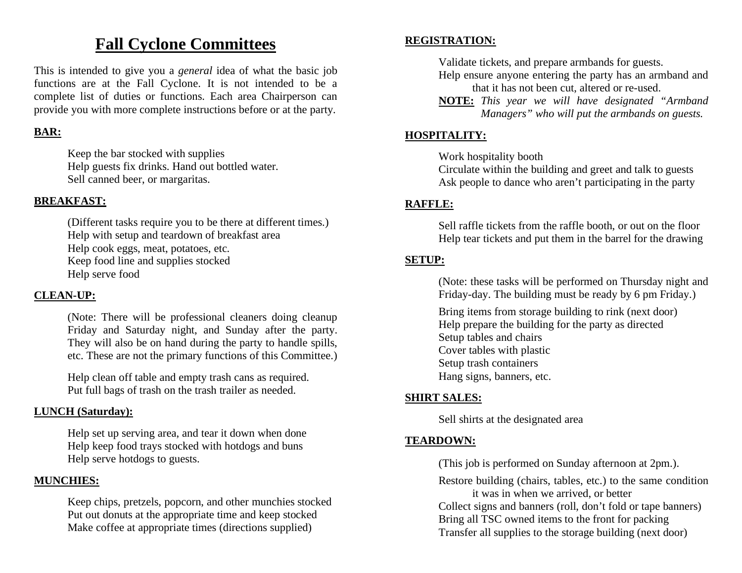# Fall Cyclone Committees

This is intended to give you a *general* idea of what the basic job functions are at the Fall Cyclone. It is not intended to be a complete list of duties or functions. Each area Chairperson can provide you with more complete instructions before or at the party.

### BAR:

Keep the bar stocked with supplies
Help guests fix drinks. Hand out bottled water.
Sell canned beer, or margaritas.

### BREAKFAST:

(Different tasks require you to be there at different times.)
Help with setup and teardown of breakfast area
Help cook eggs, meat, potatoes, etc.
Keep food line and supplies stocked
Help serve food

### CLEAN-UP:

(Note: There will be professional cleaners doing cleanup Friday and Saturday night, and Sunday after the party. They will also be on hand during the party to handle spills, etc. These are not the primary functions of this Committee.)

Help clean off table and empty trash cans as required.
Put full bags of trash on the trash trailer as needed.

### LUNCH (Saturday):

Help set up serving area, and tear it down when done
Help keep food trays stocked with hotdogs and buns
Help serve hotdogs to guests.

### MUNCHIES:

Keep chips, pretzels, popcorn, and other munchies stocked
Put out donuts at the appropriate time and keep stocked
Make coffee at appropriate times (directions supplied)

### REGISTRATION:

Validate tickets, and prepare armbands for guests.
Help ensure anyone entering the party has an armband and that it has not been cut, altered or re-used.
**NOTE:** *This year we will have designated "Armband Managers" who will put the armbands on guests.*

### HOSPITALITY:

Work hospitality booth
Circulate within the building and greet and talk to guests
Ask people to dance who aren't participating in the party

### RAFFLE:

Sell raffle tickets from the raffle booth, or out on the floor
Help tear tickets and put them in the barrel for the drawing

### SETUP:

(Note: these tasks will be performed on Thursday night and Friday-day. The building must be ready by 6 pm Friday.)

Bring items from storage building to rink (next door)
Help prepare the building for the party as directed
Setup tables and chairs
Cover tables with plastic
Setup trash containers
Hang signs, banners, etc.

### SHIRT SALES:

Sell shirts at the designated area

### TEARDOWN:

(This job is performed on Sunday afternoon at 2pm.).

Restore building (chairs, tables, etc.) to the same condition it was in when we arrived, or better
Collect signs and banners (roll, don't fold or tape banners)
Bring all TSC owned items to the front for packing
Transfer all supplies to the storage building (next door)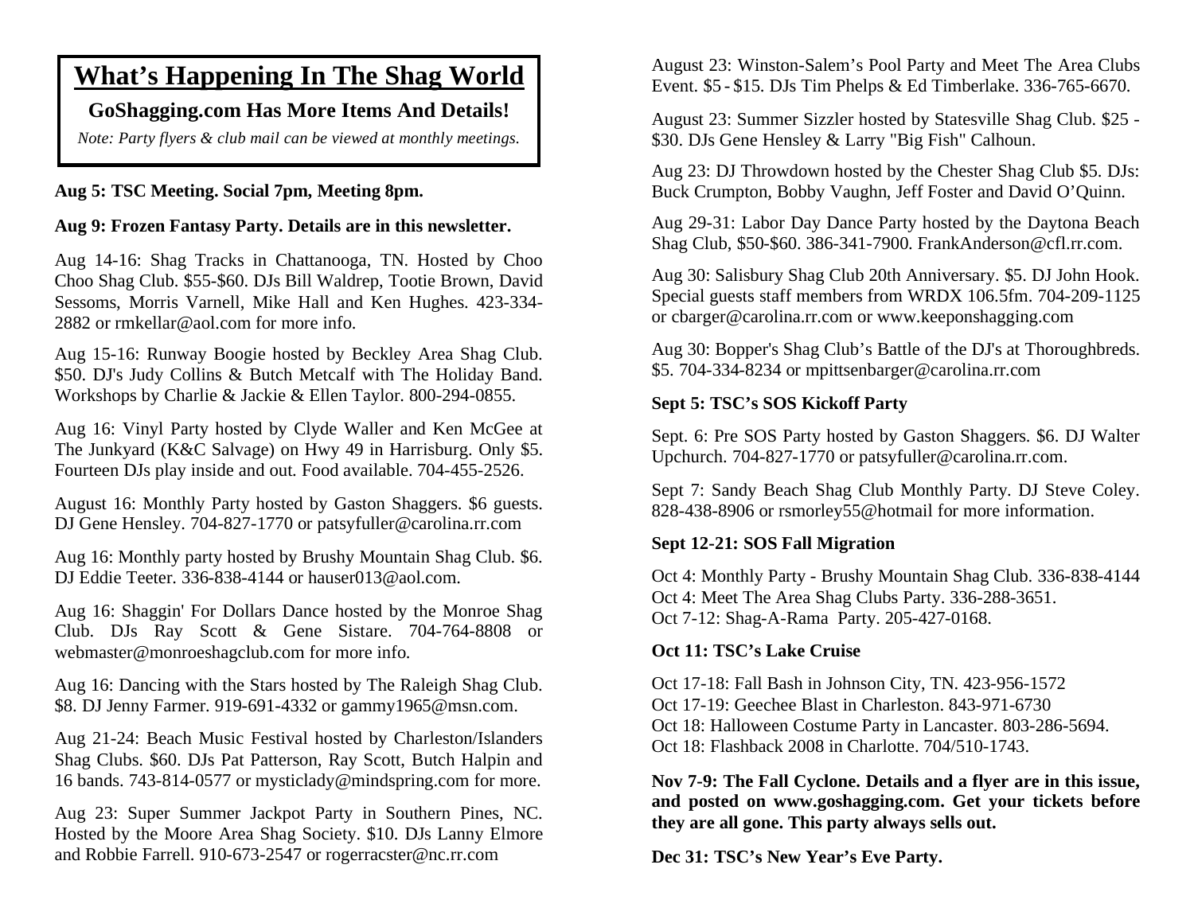# What's Happening In The Shag World

**GoShagging.com Has More Items And Details!**

*Note: Party flyers & club mail can be viewed at monthly meetings.*

**Aug 5: TSC Meeting. Social 7pm, Meeting 8pm.**

**Aug 9: Frozen Fantasy Party. Details are in this newsletter.**

Aug 14-16: Shag Tracks in Chattanooga, TN. Hosted by Choo Choo Shag Club. $55-$60. DJs Bill Waldrep, Tootie Brown, David Sessoms, Morris Varnell, Mike Hall and Ken Hughes. 423-334-2882 or rmkellar@aol.com for more info.

Aug 15-16: Runway Boogie hosted by Beckley Area Shag Club. $50. DJ's Judy Collins & Butch Metcalf with The Holiday Band. Workshops by Charlie & Jackie & Ellen Taylor. 800-294-0855.

Aug 16: Vinyl Party hosted by Clyde Waller and Ken McGee at The Junkyard (K&C Salvage) on Hwy 49 in Harrisburg. Only $5. Fourteen DJs play inside and out. Food available. 704-455-2526.

August 16: Monthly Party hosted by Gaston Shaggers. $6 guests. DJ Gene Hensley. 704-827-1770 or patsyfuller@carolina.rr.com

Aug 16: Monthly party hosted by Brushy Mountain Shag Club. $6. DJ Eddie Teeter. 336-838-4144 or hauser013@aol.com.

Aug 16: Shaggin' For Dollars Dance hosted by the Monroe Shag Club. DJs Ray Scott & Gene Sistare. 704-764-8808 or webmaster@monroeshagclub.com for more info.

Aug 16: Dancing with the Stars hosted by The Raleigh Shag Club. $8. DJ Jenny Farmer. 919-691-4332 or gammy1965@msn.com.

Aug 21-24: Beach Music Festival hosted by Charleston/Islanders Shag Clubs. $60. DJs Pat Patterson, Ray Scott, Butch Halpin and 16 bands. 743-814-0577 or mysticlady@mindspring.com for more.

Aug 23: Super Summer Jackpot Party in Southern Pines, NC. Hosted by the Moore Area Shag Society. $10. DJs Lanny Elmore and Robbie Farrell. 910-673-2547 or rogerracster@nc.rr.com

August 23: Winston-Salem's Pool Party and Meet The Area Clubs Event. $5 - $15. DJs Tim Phelps & Ed Timberlake. 336-765-6670.

August 23: Summer Sizzler hosted by Statesville Shag Club. $25 - $30. DJs Gene Hensley & Larry "Big Fish" Calhoun.

Aug 23: DJ Throwdown hosted by the Chester Shag Club $5. DJs: Buck Crumpton, Bobby Vaughn, Jeff Foster and David O'Quinn.

Aug 29-31: Labor Day Dance Party hosted by the Daytona Beach Shag Club, $50-$60. 386-341-7900. FrankAnderson@cfl.rr.com.

Aug 30: Salisbury Shag Club 20th Anniversary. $5. DJ John Hook. Special guests staff members from WRDX 106.5fm. 704-209-1125 or cbarger@carolina.rr.com or www.keeponshagging.com

Aug 30: Bopper's Shag Club's Battle of the DJ's at Thoroughbreds. $5. 704-334-8234 or mpittsenbarger@carolina.rr.com

**Sept 5: TSC's SOS Kickoff Party**

Sept. 6: Pre SOS Party hosted by Gaston Shaggers. $6. DJ Walter Upchurch. 704-827-1770 or patsyfuller@carolina.rr.com.

Sept 7: Sandy Beach Shag Club Monthly Party. DJ Steve Coley. 828-438-8906 or rsmorley55@hotmail for more information.

**Sept 12-21: SOS Fall Migration**

Oct 4: Monthly Party - Brushy Mountain Shag Club. 336-838-4144
Oct 4: Meet The Area Shag Clubs Party. 336-288-3651.
Oct 7-12: Shag-A-Rama Party. 205-427-0168.

**Oct 11: TSC's Lake Cruise**

Oct 17-18: Fall Bash in Johnson City, TN. 423-956-1572
Oct 17-19: Geechee Blast in Charleston. 843-971-6730
Oct 18: Halloween Costume Party in Lancaster. 803-286-5694.
Oct 18: Flashback 2008 in Charlotte. 704/510-1743.

**Nov 7-9: The Fall Cyclone. Details and a flyer are in this issue, and posted on www.goshagging.com. Get your tickets before they are all gone. This party always sells out.**

**Dec 31: TSC's New Year's Eve Party.**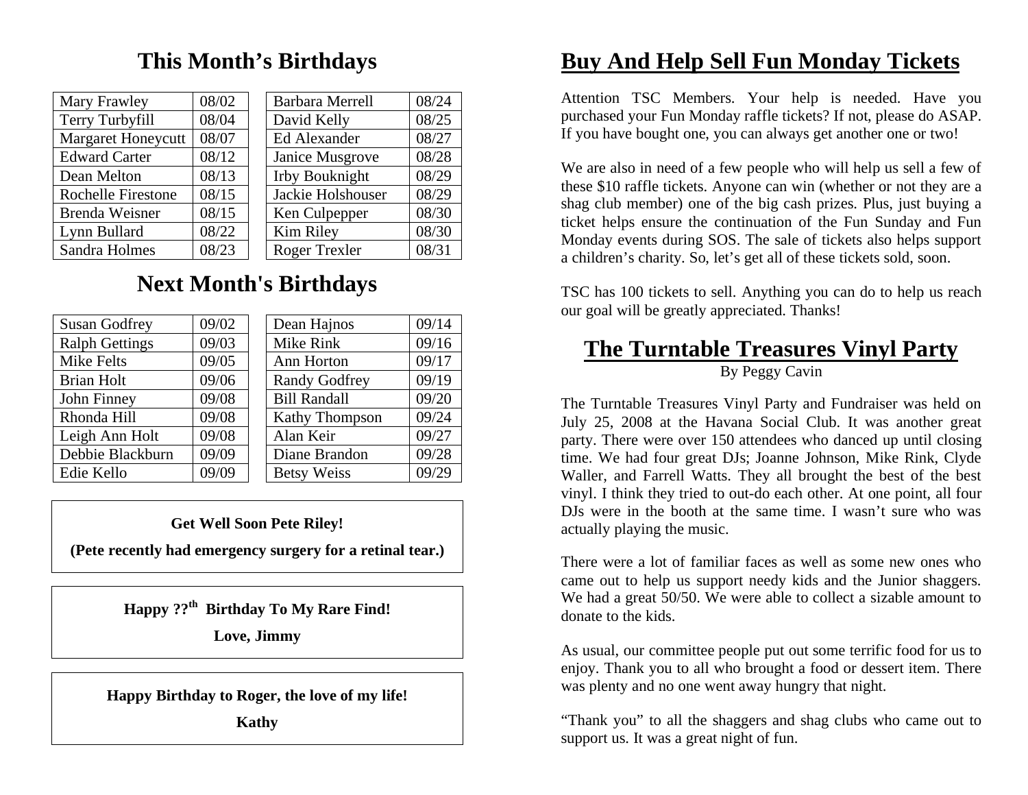# This Month's Birthdays

| Name | Date |
|---|---|
| Mary Frawley | 08/02 |
| Terry Turbyfill | 08/04 |
| Margaret Honeycutt | 08/07 |
| Edward Carter | 08/12 |
| Dean Melton | 08/13 |
| Rochelle Firestone | 08/15 |
| Brenda Weisner | 08/15 |
| Lynn Bullard | 08/22 |
| Sandra Holmes | 08/23 |
| Barbara Merrell | 08/24 |
| David Kelly | 08/25 |
| Ed Alexander | 08/27 |
| Janice Musgrove | 08/28 |
| Irby Bouknight | 08/29 |
| Jackie Holshouser | 08/29 |
| Ken Culpepper | 08/30 |
| Kim Riley | 08/30 |
| Roger Trexler | 08/31 |

# Next Month's Birthdays

| Name | Date |
|---|---|
| Susan Godfrey | 09/02 |
| Ralph Gettings | 09/03 |
| Mike Felts | 09/05 |
| Brian Holt | 09/06 |
| John Finney | 09/08 |
| Rhonda Hill | 09/08 |
| Leigh Ann Holt | 09/08 |
| Debbie Blackburn | 09/09 |
| Edie Kello | 09/09 |
| Dean Hajnos | 09/14 |
| Mike Rink | 09/16 |
| Ann Horton | 09/17 |
| Randy Godfrey | 09/19 |
| Bill Randall | 09/20 |
| Kathy Thompson | 09/24 |
| Alan Keir | 09/27 |
| Diane Brandon | 09/28 |
| Betsy Weiss | 09/29 |

**Get Well Soon Pete Riley!**

**(Pete recently had emergency surgery for a retinal tear.)**

**Happy ??th Birthday To My Rare Find!**

**Love, Jimmy**

**Happy Birthday to Roger, the love of my life!**

**Kathy**

# Buy And Help Sell Fun Monday Tickets

Attention TSC Members. Your help is needed. Have you purchased your Fun Monday raffle tickets? If not, please do ASAP. If you have bought one, you can always get another one or two!

We are also in need of a few people who will help us sell a few of these $10 raffle tickets. Anyone can win (whether or not they are a shag club member) one of the big cash prizes. Plus, just buying a ticket helps ensure the continuation of the Fun Sunday and Fun Monday events during SOS. The sale of tickets also helps support a children's charity. So, let's get all of these tickets sold, soon.

TSC has 100 tickets to sell. Anything you can do to help us reach our goal will be greatly appreciated. Thanks!

# The Turntable Treasures Vinyl Party

By Peggy Cavin

The Turntable Treasures Vinyl Party and Fundraiser was held on July 25, 2008 at the Havana Social Club. It was another great party. There were over 150 attendees who danced up until closing time. We had four great DJs; Joanne Johnson, Mike Rink, Clyde Waller, and Farrell Watts. They all brought the best of the best vinyl. I think they tried to out-do each other. At one point, all four DJs were in the booth at the same time. I wasn't sure who was actually playing the music.

There were a lot of familiar faces as well as some new ones who came out to help us support needy kids and the Junior shaggers. We had a great 50/50. We were able to collect a sizable amount to donate to the kids.

As usual, our committee people put out some terrific food for us to enjoy. Thank you to all who brought a food or dessert item. There was plenty and no one went away hungry that night.

"Thank you" to all the shaggers and shag clubs who came out to support us. It was a great night of fun.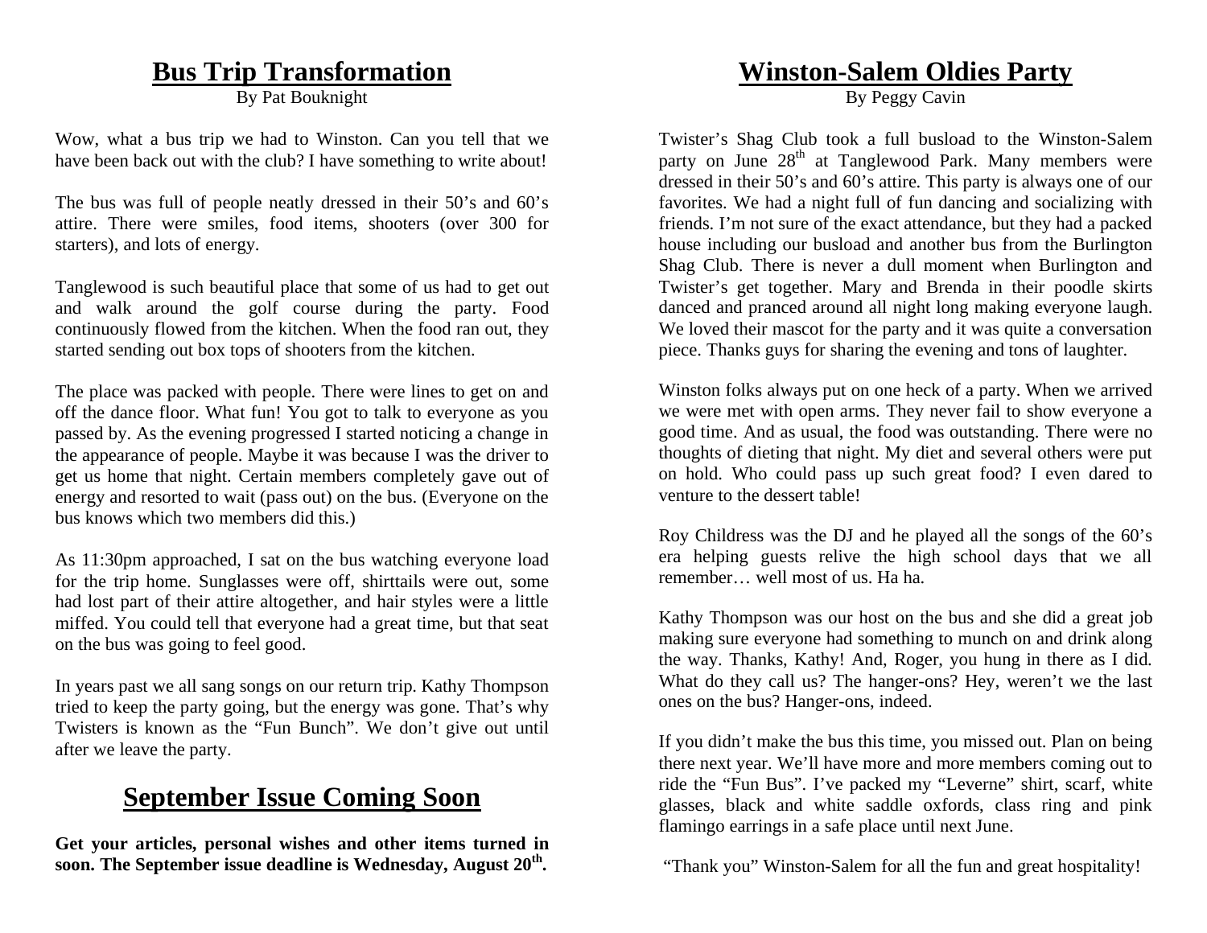# Bus Trip Transformation

By Pat Bouknight

Wow, what a bus trip we had to Winston. Can you tell that we have been back out with the club? I have something to write about!

The bus was full of people neatly dressed in their 50's and 60's attire. There were smiles, food items, shooters (over 300 for starters), and lots of energy.

Tanglewood is such beautiful place that some of us had to get out and walk around the golf course during the party. Food continuously flowed from the kitchen. When the food ran out, they started sending out box tops of shooters from the kitchen.

The place was packed with people. There were lines to get on and off the dance floor. What fun! You got to talk to everyone as you passed by. As the evening progressed I started noticing a change in the appearance of people. Maybe it was because I was the driver to get us home that night. Certain members completely gave out of energy and resorted to wait (pass out) on the bus. (Everyone on the bus knows which two members did this.)

As 11:30pm approached, I sat on the bus watching everyone load for the trip home. Sunglasses were off, shirttails were out, some had lost part of their attire altogether, and hair styles were a little miffed. You could tell that everyone had a great time, but that seat on the bus was going to feel good.

In years past we all sang songs on our return trip. Kathy Thompson tried to keep the party going, but the energy was gone. That's why Twisters is known as the "Fun Bunch". We don't give out until after we leave the party.

# September Issue Coming Soon

**Get your articles, personal wishes and other items turned in soon. The September issue deadline is Wednesday, August 20th.**

# Winston-Salem Oldies Party

By Peggy Cavin

Twister's Shag Club took a full busload to the Winston-Salem party on June 28th at Tanglewood Park. Many members were dressed in their 50's and 60's attire. This party is always one of our favorites. We had a night full of fun dancing and socializing with friends. I'm not sure of the exact attendance, but they had a packed house including our busload and another bus from the Burlington Shag Club. There is never a dull moment when Burlington and Twister's get together. Mary and Brenda in their poodle skirts danced and pranced around all night long making everyone laugh. We loved their mascot for the party and it was quite a conversation piece. Thanks guys for sharing the evening and tons of laughter.

Winston folks always put on one heck of a party. When we arrived we were met with open arms. They never fail to show everyone a good time. And as usual, the food was outstanding. There were no thoughts of dieting that night. My diet and several others were put on hold. Who could pass up such great food? I even dared to venture to the dessert table!

Roy Childress was the DJ and he played all the songs of the 60's era helping guests relive the high school days that we all remember… well most of us. Ha ha.

Kathy Thompson was our host on the bus and she did a great job making sure everyone had something to munch on and drink along the way. Thanks, Kathy! And, Roger, you hung in there as I did. What do they call us? The hanger-ons? Hey, weren't we the last ones on the bus? Hanger-ons, indeed.

If you didn't make the bus this time, you missed out. Plan on being there next year. We'll have more and more members coming out to ride the "Fun Bus". I've packed my "Leverne" shirt, scarf, white glasses, black and white saddle oxfords, class ring and pink flamingo earrings in a safe place until next June.

"Thank you" Winston-Salem for all the fun and great hospitality!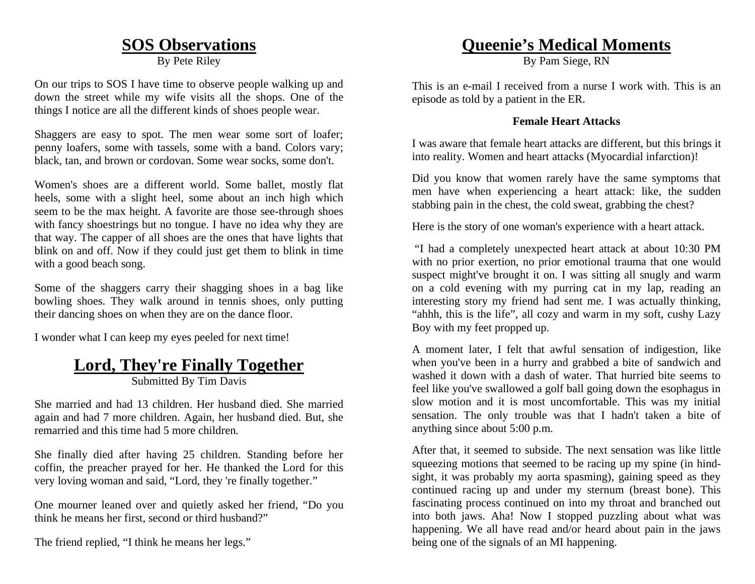## SOS Observations

By Pete Riley

On our trips to SOS I have time to observe people walking up and down the street while my wife visits all the shops. One of the things I notice are all the different kinds of shoes people wear.

Shaggers are easy to spot. The men wear some sort of loafer; penny loafers, some with tassels, some with a band. Colors vary; black, tan, and brown or cordovan. Some wear socks, some don't.

Women's shoes are a different world. Some ballet, mostly flat heels, some with a slight heel, some about an inch high which seem to be the max height. A favorite are those see-through shoes with fancy shoestrings but no tongue. I have no idea why they are that way. The capper of all shoes are the ones that have lights that blink on and off. Now if they could just get them to blink in time with a good beach song.

Some of the shaggers carry their shagging shoes in a bag like bowling shoes. They walk around in tennis shoes, only putting their dancing shoes on when they are on the dance floor.

I wonder what I can keep my eyes peeled for next time!

## Lord, They're Finally Together

Submitted By Tim Davis

She married and had 13 children. Her husband died. She married again and had 7 more children. Again, her husband died. But, she remarried and this time had 5 more children.

She finally died after having 25 children. Standing before her coffin, the preacher prayed for her. He thanked the Lord for this very loving woman and said, “Lord, they 're finally together.”

One mourner leaned over and quietly asked her friend, “Do you think he means her first, second or third husband?”

The friend replied, “I think he means her legs.”

## Queenie’s Medical Moments

By Pam Siege, RN

This is an e-mail I received from a nurse I work with. This is an episode as told by a patient in the ER.

**Female Heart Attacks**

I was aware that female heart attacks are different, but this brings it into reality. Women and heart attacks (Myocardial infarction)!

Did you know that women rarely have the same symptoms that men have when experiencing a heart attack: like, the sudden stabbing pain in the chest, the cold sweat, grabbing the chest?

Here is the story of one woman's experience with a heart attack.

“I had a completely unexpected heart attack at about 10:30 PM with no prior exertion, no prior emotional trauma that one would suspect might've brought it on. I was sitting all snugly and warm on a cold evening with my purring cat in my lap, reading an interesting story my friend had sent me. I was actually thinking, “ahhh, this is the life”, all cozy and warm in my soft, cushy Lazy Boy with my feet propped up.

A moment later, I felt that awful sensation of indigestion, like when you've been in a hurry and grabbed a bite of sandwich and washed it down with a dash of water. That hurried bite seems to feel like you've swallowed a golf ball going down the esophagus in slow motion and it is most uncomfortable. This was my initial sensation. The only trouble was that I hadn't taken a bite of anything since about 5:00 p.m.

After that, it seemed to subside. The next sensation was like little squeezing motions that seemed to be racing up my spine (in hind-sight, it was probably my aorta spasming), gaining speed as they continued racing up and under my sternum (breast bone). This fascinating process continued on into my throat and branched out into both jaws. Aha! Now I stopped puzzling about what was happening. We all have read and/or heard about pain in the jaws being one of the signals of an MI happening.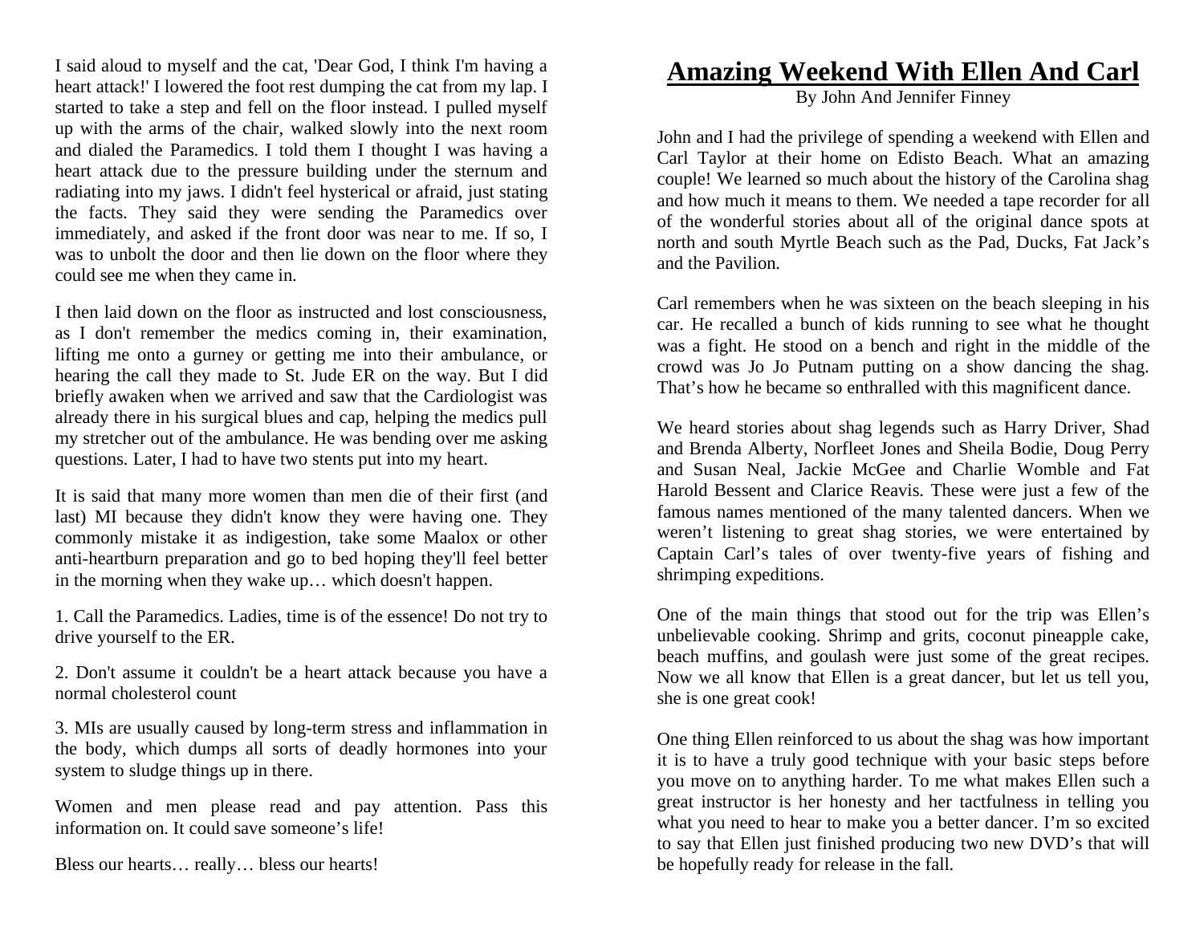I said aloud to myself and the cat, 'Dear God, I think I'm having a heart attack!' I lowered the foot rest dumping the cat from my lap. I started to take a step and fell on the floor instead. I pulled myself up with the arms of the chair, walked slowly into the next room and dialed the Paramedics. I told them I thought I was having a heart attack due to the pressure building under the sternum and radiating into my jaws. I didn't feel hysterical or afraid, just stating the facts. They said they were sending the Paramedics over immediately, and asked if the front door was near to me. If so, I was to unbolt the door and then lie down on the floor where they could see me when they came in.

I then laid down on the floor as instructed and lost consciousness, as I don't remember the medics coming in, their examination, lifting me onto a gurney or getting me into their ambulance, or hearing the call they made to St. Jude ER on the way. But I did briefly awaken when we arrived and saw that the Cardiologist was already there in his surgical blues and cap, helping the medics pull my stretcher out of the ambulance. He was bending over me asking questions. Later, I had to have two stents put into my heart.

It is said that many more women than men die of their first (and last) MI because they didn't know they were having one. They commonly mistake it as indigestion, take some Maalox or other anti-heartburn preparation and go to bed hoping they'll feel better in the morning when they wake up… which doesn't happen.

1. Call the Paramedics. Ladies, time is of the essence! Do not try to drive yourself to the ER.

2. Don't assume it couldn't be a heart attack because you have a normal cholesterol count

3. MIs are usually caused by long-term stress and inflammation in the body, which dumps all sorts of deadly hormones into your system to sludge things up in there.

Women and men please read and pay attention. Pass this information on. It could save someone's life!

Bless our hearts… really… bless our hearts!

# Amazing Weekend With Ellen And Carl

By John And Jennifer Finney

John and I had the privilege of spending a weekend with Ellen and Carl Taylor at their home on Edisto Beach. What an amazing couple! We learned so much about the history of the Carolina shag and how much it means to them. We needed a tape recorder for all of the wonderful stories about all of the original dance spots at north and south Myrtle Beach such as the Pad, Ducks, Fat Jack's and the Pavilion.

Carl remembers when he was sixteen on the beach sleeping in his car. He recalled a bunch of kids running to see what he thought was a fight. He stood on a bench and right in the middle of the crowd was Jo Jo Putnam putting on a show dancing the shag. That's how he became so enthralled with this magnificent dance.

We heard stories about shag legends such as Harry Driver, Shad and Brenda Alberty, Norfleet Jones and Sheila Bodie, Doug Perry and Susan Neal, Jackie McGee and Charlie Womble and Fat Harold Bessent and Clarice Reavis. These were just a few of the famous names mentioned of the many talented dancers. When we weren't listening to great shag stories, we were entertained by Captain Carl's tales of over twenty-five years of fishing and shrimping expeditions.

One of the main things that stood out for the trip was Ellen's unbelievable cooking. Shrimp and grits, coconut pineapple cake, beach muffins, and goulash were just some of the great recipes. Now we all know that Ellen is a great dancer, but let us tell you, she is one great cook!

One thing Ellen reinforced to us about the shag was how important it is to have a truly good technique with your basic steps before you move on to anything harder. To me what makes Ellen such a great instructor is her honesty and her tactfulness in telling you what you need to hear to make you a better dancer. I'm so excited to say that Ellen just finished producing two new DVD's that will be hopefully ready for release in the fall.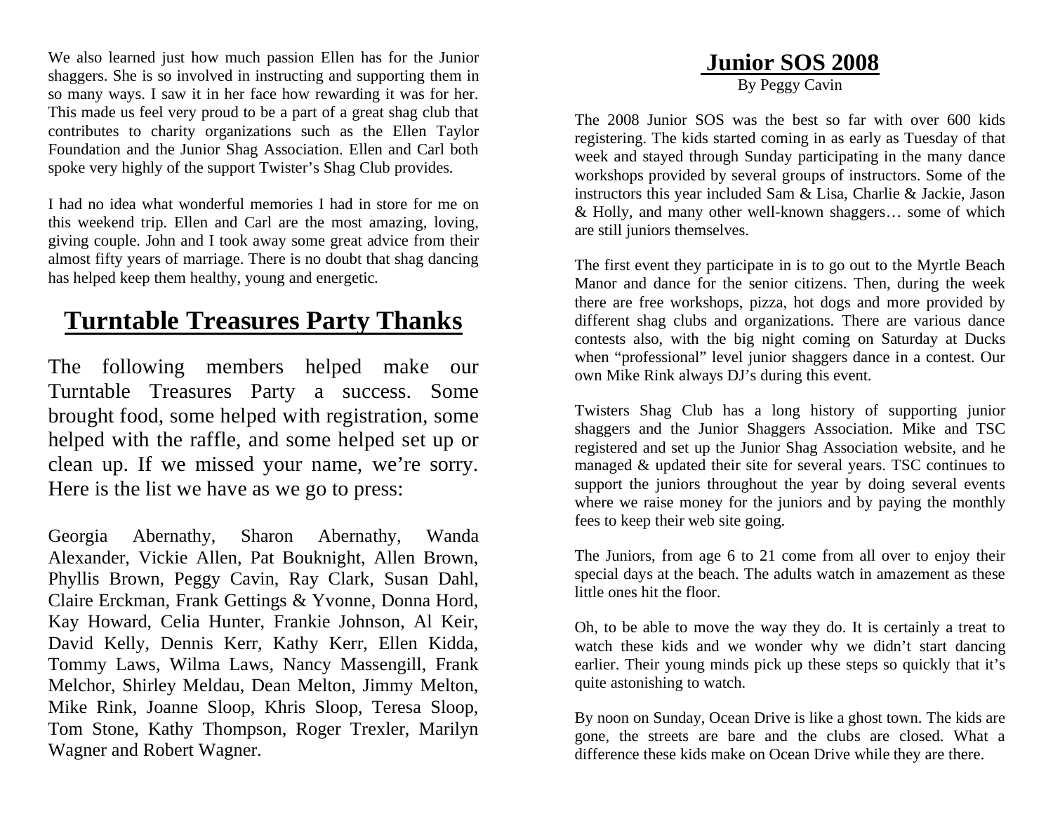We also learned just how much passion Ellen has for the Junior shaggers. She is so involved in instructing and supporting them in so many ways. I saw it in her face how rewarding it was for her. This made us feel very proud to be a part of a great shag club that contributes to charity organizations such as the Ellen Taylor Foundation and the Junior Shag Association. Ellen and Carl both spoke very highly of the support Twister's Shag Club provides.

I had no idea what wonderful memories I had in store for me on this weekend trip. Ellen and Carl are the most amazing, loving, giving couple. John and I took away some great advice from their almost fifty years of marriage. There is no doubt that shag dancing has helped keep them healthy, young and energetic.

# Turntable Treasures Party Thanks

The following members helped make our Turntable Treasures Party a success. Some brought food, some helped with registration, some helped with the raffle, and some helped set up or clean up. If we missed your name, we're sorry. Here is the list we have as we go to press:

Georgia Abernathy, Sharon Abernathy, Wanda Alexander, Vickie Allen, Pat Bouknight, Allen Brown, Phyllis Brown, Peggy Cavin, Ray Clark, Susan Dahl, Claire Erckman, Frank Gettings & Yvonne, Donna Hord, Kay Howard, Celia Hunter, Frankie Johnson, Al Keir, David Kelly, Dennis Kerr, Kathy Kerr, Ellen Kidda, Tommy Laws, Wilma Laws, Nancy Massengill, Frank Melchor, Shirley Meldau, Dean Melton, Jimmy Melton, Mike Rink, Joanne Sloop, Khris Sloop, Teresa Sloop, Tom Stone, Kathy Thompson, Roger Trexler, Marilyn Wagner and Robert Wagner.

# Junior SOS 2008

By Peggy Cavin

The 2008 Junior SOS was the best so far with over 600 kids registering. The kids started coming in as early as Tuesday of that week and stayed through Sunday participating in the many dance workshops provided by several groups of instructors. Some of the instructors this year included Sam & Lisa, Charlie & Jackie, Jason & Holly, and many other well-known shaggers… some of which are still juniors themselves.

The first event they participate in is to go out to the Myrtle Beach Manor and dance for the senior citizens. Then, during the week there are free workshops, pizza, hot dogs and more provided by different shag clubs and organizations. There are various dance contests also, with the big night coming on Saturday at Ducks when "professional" level junior shaggers dance in a contest. Our own Mike Rink always DJ's during this event.

Twisters Shag Club has a long history of supporting junior shaggers and the Junior Shaggers Association. Mike and TSC registered and set up the Junior Shag Association website, and he managed & updated their site for several years. TSC continues to support the juniors throughout the year by doing several events where we raise money for the juniors and by paying the monthly fees to keep their web site going.

The Juniors, from age 6 to 21 come from all over to enjoy their special days at the beach. The adults watch in amazement as these little ones hit the floor.

Oh, to be able to move the way they do. It is certainly a treat to watch these kids and we wonder why we didn't start dancing earlier. Their young minds pick up these steps so quickly that it's quite astonishing to watch.

By noon on Sunday, Ocean Drive is like a ghost town. The kids are gone, the streets are bare and the clubs are closed. What a difference these kids make on Ocean Drive while they are there.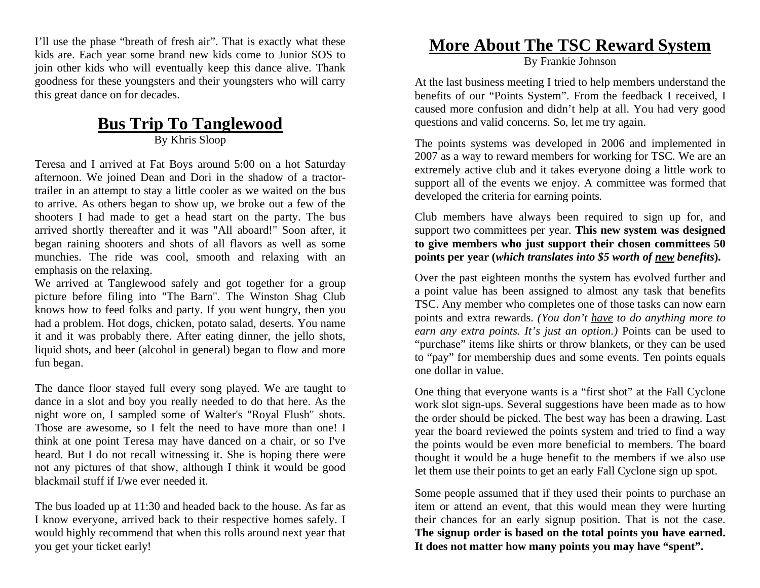I'll use the phase "breath of fresh air". That is exactly what these kids are. Each year some brand new kids come to Junior SOS to join other kids who will eventually keep this dance alive. Thank goodness for these youngsters and their youngsters who will carry this great dance on for decades.

## Bus Trip To Tanglewood

By Khris Sloop

Teresa and I arrived at Fat Boys around 5:00 on a hot Saturday afternoon. We joined Dean and Dori in the shadow of a tractor-trailer in an attempt to stay a little cooler as we waited on the bus to arrive. As others began to show up, we broke out a few of the shooters I had made to get a head start on the party. The bus arrived shortly thereafter and it was "All aboard!" Soon after, it began raining shooters and shots of all flavors as well as some munchies. The ride was cool, smooth and relaxing with an emphasis on the relaxing.

We arrived at Tanglewood safely and got together for a group picture before filing into "The Barn". The Winston Shag Club knows how to feed folks and party. If you went hungry, then you had a problem. Hot dogs, chicken, potato salad, deserts. You name it and it was probably there. After eating dinner, the jello shots, liquid shots, and beer (alcohol in general) began to flow and more fun began.

The dance floor stayed full every song played. We are taught to dance in a slot and boy you really needed to do that here. As the night wore on, I sampled some of Walter's "Royal Flush" shots. Those are awesome, so I felt the need to have more than one! I think at one point Teresa may have danced on a chair, or so I've heard. But I do not recall witnessing it. She is hoping there were not any pictures of that show, although I think it would be good blackmail stuff if I/we ever needed it.

The bus loaded up at 11:30 and headed back to the house. As far as I know everyone, arrived back to their respective homes safely. I would highly recommend that when this rolls around next year that you get your ticket early!

## More About The TSC Reward System

By Frankie Johnson

At the last business meeting I tried to help members understand the benefits of our "Points System". From the feedback I received, I caused more confusion and didn't help at all. You had very good questions and valid concerns. So, let me try again.

The points systems was developed in 2006 and implemented in 2007 as a way to reward members for working for TSC. We are an extremely active club and it takes everyone doing a little work to support all of the events we enjoy. A committee was formed that developed the criteria for earning points.

Club members have always been required to sign up for, and support two committees per year. **This new system was designed to give members who just support their chosen committees 50 points per year (*which translates into $5 worth of new benefits*).**

Over the past eighteen months the system has evolved further and a point value has been assigned to almost any task that benefits TSC. Any member who completes one of those tasks can now earn points and extra rewards. *(You don't have to do anything more to earn any extra points. It's just an option.)* Points can be used to "purchase" items like shirts or throw blankets, or they can be used to "pay" for membership dues and some events. Ten points equals one dollar in value.

One thing that everyone wants is a "first shot" at the Fall Cyclone work slot sign-ups. Several suggestions have been made as to how the order should be picked. The best way has been a drawing. Last year the board reviewed the points system and tried to find a way the points would be even more beneficial to members. The board thought it would be a huge benefit to the members if we also use let them use their points to get an early Fall Cyclone sign up spot.

Some people assumed that if they used their points to purchase an item or attend an event, that this would mean they were hurting their chances for an early signup position. That is not the case. **The signup order is based on the total points you have earned. It does not matter how many points you may have "spent".**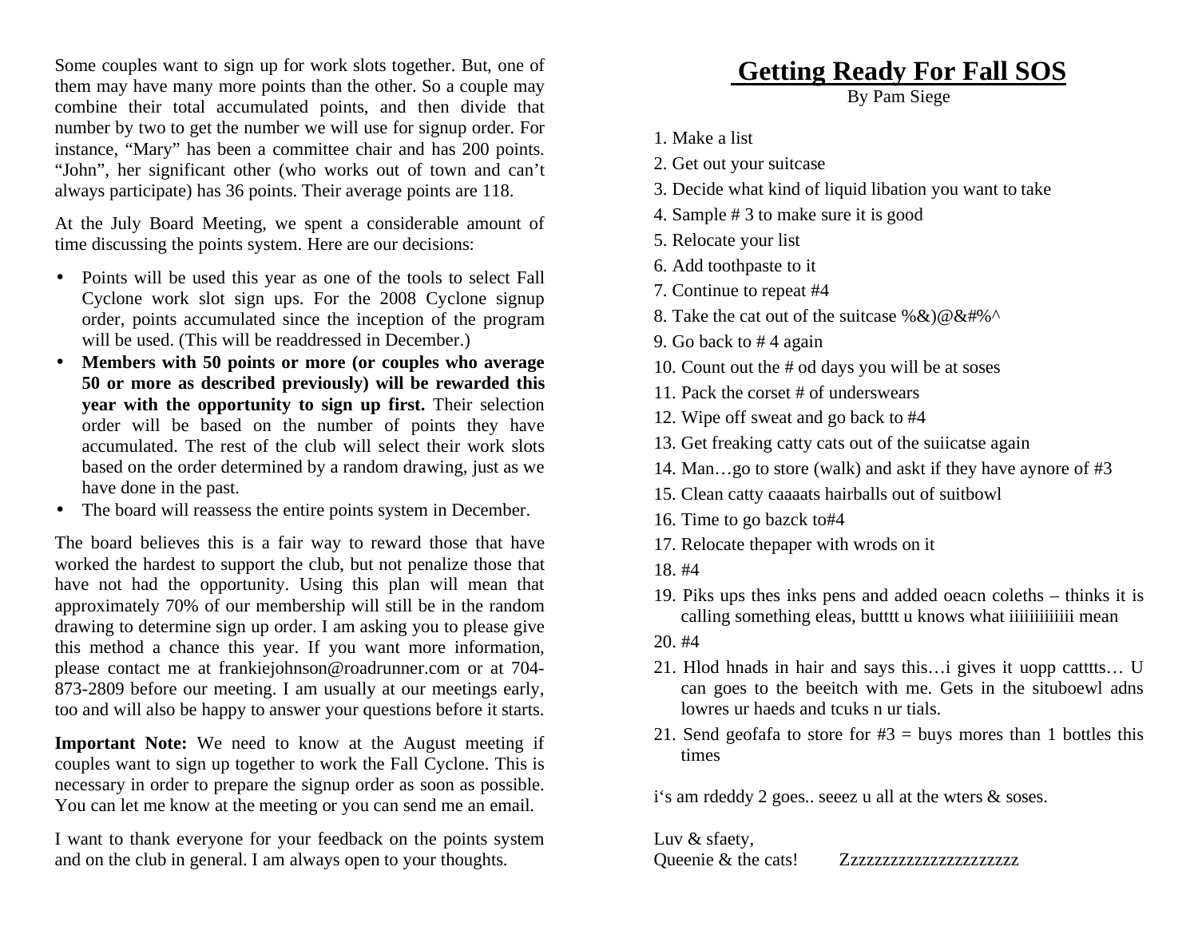Some couples want to sign up for work slots together. But, one of them may have many more points than the other. So a couple may combine their total accumulated points, and then divide that number by two to get the number we will use for signup order. For instance, "Mary" has been a committee chair and has 200 points. "John", her significant other (who works out of town and can't always participate) has 36 points. Their average points are 118.

At the July Board Meeting, we spent a considerable amount of time discussing the points system. Here are our decisions:

- Points will be used this year as one of the tools to select Fall Cyclone work slot sign ups. For the 2008 Cyclone signup order, points accumulated since the inception of the program will be used. (This will be readdressed in December.)
- **Members with 50 points or more (or couples who average 50 or more as described previously) will be rewarded this year with the opportunity to sign up first.** Their selection order will be based on the number of points they have accumulated. The rest of the club will select their work slots based on the order determined by a random drawing, just as we have done in the past.
- The board will reassess the entire points system in December.

The board believes this is a fair way to reward those that have worked the hardest to support the club, but not penalize those that have not had the opportunity. Using this plan will mean that approximately 70% of our membership will still be in the random drawing to determine sign up order. I am asking you to please give this method a chance this year. If you want more information, please contact me at frankiejohnson@roadrunner.com or at 704-873-2809 before our meeting. I am usually at our meetings early, too and will also be happy to answer your questions before it starts.

**Important Note:** We need to know at the August meeting if couples want to sign up together to work the Fall Cyclone. This is necessary in order to prepare the signup order as soon as possible. You can let me know at the meeting or you can send me an email.

I want to thank everyone for your feedback on the points system and on the club in general. I am always open to your thoughts.

# Getting Ready For Fall SOS

By Pam Siege

1. Make a list
2. Get out your suitcase
3. Decide what kind of liquid libation you want to take
4. Sample # 3 to make sure it is good
5. Relocate your list
6. Add toothpaste to it
7. Continue to repeat #4
8. Take the cat out of the suitcase %&)@&#%^
9. Go back to # 4 again
10. Count out the # od days you will be at soses
11. Pack the corset # of underswears
12. Wipe off sweat and go back to #4
13. Get freaking catty cats out of the suiicatse again
14. Man…go to store (walk) and askt if they have aynore of #3
15. Clean catty caaaats hairballs out of suitbowl
16. Time to go bazck to#4
17. Relocate thepaper with wrods on it
18. #4
19. Piks ups thes inks pens and added oeacn coleths – thinks it is calling something eleas, butttt u knows what iiiiiiiiiiiii mean
20. #4
21. Hlod hnads in hair and says this…i gives it uopp catttts… U can goes to the beeitch with me. Gets in the situboewl adns lowres ur haeds and tcuks n ur tials.
21. Send geofafa to store for #3 = buys mores than 1 bottles this times

i's am rdeddy 2 goes.. seeez u all at the wters & soses.

Luv & sfaety,
Queenie & the cats! Zzzzzzzzzzzzzzzzzzzzz